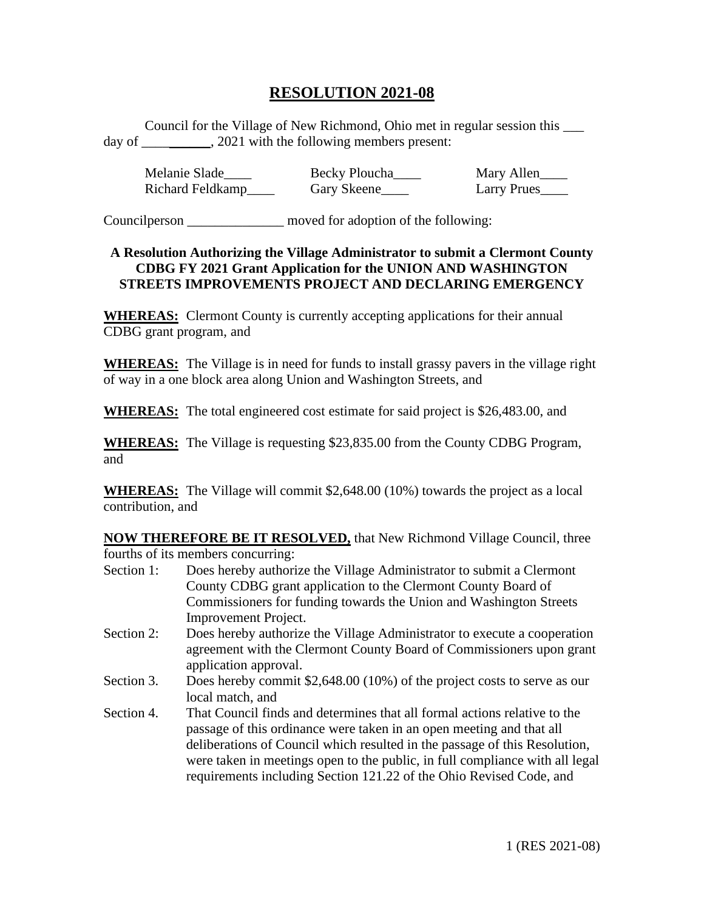# RESOLUTION 2021-08

Council for the Village of New Richmond, Ohio met in regular session this ___ day of __________, 2021 with the following members present:

| | | |
|---|---|---|
| Melanie Slade____ | Becky Ploucha____ | Mary Allen____ |
| Richard Feldkamp____ | Gary Skeene____ | Larry Prues____ |

Councilperson ______________ moved for adoption of the following:

**A Resolution Authorizing the Village Administrator to submit a Clermont County CDBG FY 2021 Grant Application for the UNION AND WASHINGTON STREETS IMPROVEMENTS PROJECT AND DECLARING EMERGENCY**

**WHEREAS:** Clermont County is currently accepting applications for their annual CDBG grant program, and

**WHEREAS:** The Village is in need for funds to install grassy pavers in the village right of way in a one block area along Union and Washington Streets, and

**WHEREAS:** The total engineered cost estimate for said project is $26,483.00, and

**WHEREAS:** The Village is requesting $23,835.00 from the County CDBG Program, and

**WHEREAS:** The Village will commit $2,648.00 (10%) towards the project as a local contribution, and

**NOW THEREFORE BE IT RESOLVED,** that New Richmond Village Council, three fourths of its members concurring:

Section 1: Does hereby authorize the Village Administrator to submit a Clermont County CDBG grant application to the Clermont County Board of Commissioners for funding towards the Union and Washington Streets Improvement Project.

Section 2: Does hereby authorize the Village Administrator to execute a cooperation agreement with the Clermont County Board of Commissioners upon grant application approval.

Section 3. Does hereby commit $2,648.00 (10%) of the project costs to serve as our local match, and

Section 4. That Council finds and determines that all formal actions relative to the passage of this ordinance were taken in an open meeting and that all deliberations of Council which resulted in the passage of this Resolution, were taken in meetings open to the public, in full compliance with all legal requirements including Section 121.22 of the Ohio Revised Code, and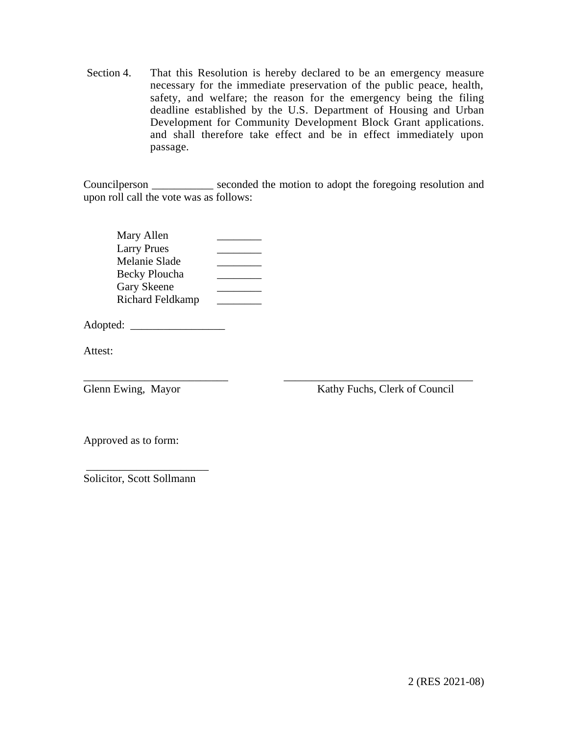Section 4. That this Resolution is hereby declared to be an emergency measure necessary for the immediate preservation of the public peace, health, safety, and welfare; the reason for the emergency being the filing deadline established by the U.S. Department of Housing and Urban Development for Community Development Block Grant applications. and shall therefore take effect and be in effect immediately upon passage.

Councilperson ___________ seconded the motion to adopt the foregoing resolution and upon roll call the vote was as follows:

| | |
|---|---|
| Mary Allen | ________ |
| Larry Prues | ________ |
| Melanie Slade | ________ |
| Becky Ploucha | ________ |
| Gary Skeene | ________ |
| Richard Feldkamp | ________ |

Adopted: _________________

Attest:

__________________________ __________________________________

Glenn Ewing, Mayor Kathy Fuchs, Clerk of Council

Approved as to form:

______________________

Solicitor, Scott Sollmann

2 (RES 2021-08)